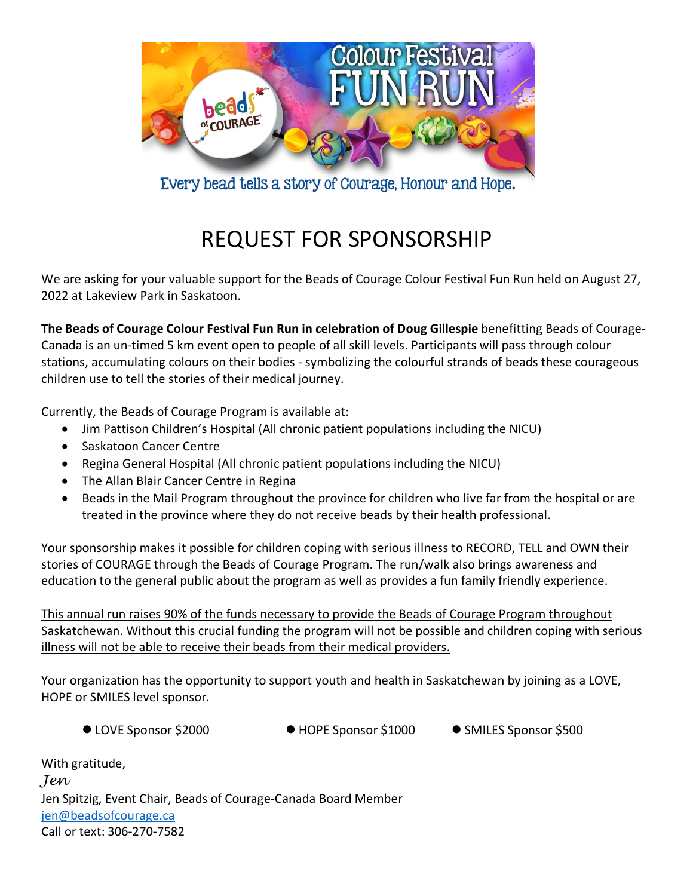Every bead tells a story of Courage, Honour and Hope.

# REQUEST FOR SPONSORSHIP

We are asking for your valuable support for the Beads of Courage Colour Festival Fun Run held on August 27, 2022 at Lakeview Park in Saskatoon.

**The Beads of Courage Colour Festival Fun Run in celebration of Doug Gillespie** benefitting Beads of Courage-Canada is an un-timed 5 km event open to people of all skill levels. Participants will pass through colour stations, accumulating colours on their bodies - symbolizing the colourful strands of beads these courageous children use to tell the stories of their medical journey.

Currently, the Beads of Courage Program is available at:

- Jim Pattison Children's Hospital (All chronic patient populations including the NICU)
- Saskatoon Cancer Centre
- Regina General Hospital (All chronic patient populations including the NICU)
- The Allan Blair Cancer Centre in Regina
- Beads in the Mail Program throughout the province for children who live far from the hospital or are treated in the province where they do not receive beads by their health professional.

Your sponsorship makes it possible for children coping with serious illness to RECORD, TELL and OWN their stories of COURAGE through the Beads of Courage Program. The run/walk also brings awareness and education to the general public about the program as well as provides a fun family friendly experience.

<u>This annual run raises 90% of the funds necessary to provide the Beads of Courage Program throughout Saskatchewan. Without this crucial funding the program will not be possible and children coping with serious illness will not be able to receive their beads from their medical providers.</u>

Your organization has the opportunity to support youth and health in Saskatchewan by joining as a LOVE, HOPE or SMILES level sponsor.

- LOVE Sponsor $2000
- HOPE Sponsor $1000
- SMILES Sponsor $500

With gratitude,

*Jen*

Jen Spitzig, Event Chair, Beads of Courage-Canada Board Member

jen@beadsofcourage.ca

Call or text: 306-270-7582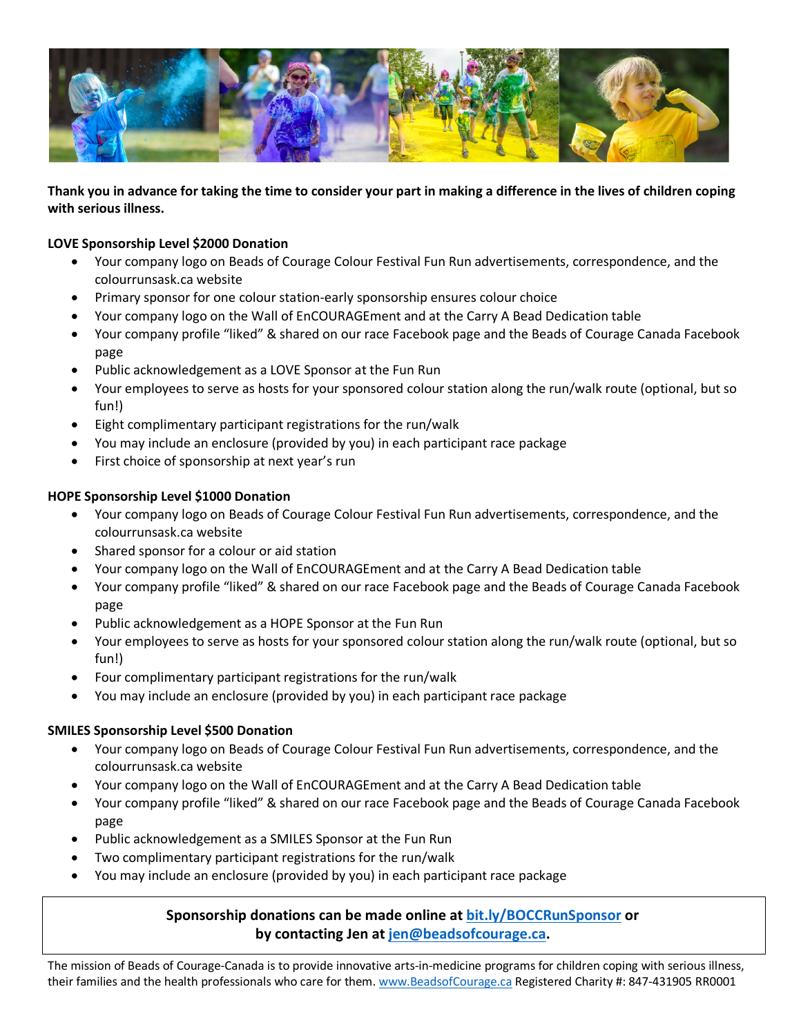**Thank you in advance for taking the time to consider your part in making a difference in the lives of children coping with serious illness.**

**LOVE Sponsorship Level $2000 Donation**

- Your company logo on Beads of Courage Colour Festival Fun Run advertisements, correspondence, and the colourrunsask.ca website
- Primary sponsor for one colour station-early sponsorship ensures colour choice
- Your company logo on the Wall of EnCOURAGEment and at the Carry A Bead Dedication table
- Your company profile "liked" & shared on our race Facebook page and the Beads of Courage Canada Facebook page
- Public acknowledgement as a LOVE Sponsor at the Fun Run
- Your employees to serve as hosts for your sponsored colour station along the run/walk route (optional, but so fun!)
- Eight complimentary participant registrations for the run/walk
- You may include an enclosure (provided by you) in each participant race package
- First choice of sponsorship at next year's run

**HOPE Sponsorship Level $1000 Donation**

- Your company logo on Beads of Courage Colour Festival Fun Run advertisements, correspondence, and the colourrunsask.ca website
- Shared sponsor for a colour or aid station
- Your company logo on the Wall of EnCOURAGEment and at the Carry A Bead Dedication table
- Your company profile "liked" & shared on our race Facebook page and the Beads of Courage Canada Facebook page
- Public acknowledgement as a HOPE Sponsor at the Fun Run
- Your employees to serve as hosts for your sponsored colour station along the run/walk route (optional, but so fun!)
- Four complimentary participant registrations for the run/walk
- You may include an enclosure (provided by you) in each participant race package

**SMILES Sponsorship Level $500 Donation**

- Your company logo on Beads of Courage Colour Festival Fun Run advertisements, correspondence, and the colourrunsask.ca website
- Your company logo on the Wall of EnCOURAGEment and at the Carry A Bead Dedication table
- Your company profile "liked" & shared on our race Facebook page and the Beads of Courage Canada Facebook page
- Public acknowledgement as a SMILES Sponsor at the Fun Run
- Two complimentary participant registrations for the run/walk
- You may include an enclosure (provided by you) in each participant race package

**Sponsorship donations can be made online at [bit.ly/BOCCRunSponsor](http://bit.ly/BOCCRunSponsor) or by contacting Jen at [jen@beadsofcourage.ca](mailto:jen@beadsofcourage.ca).**

The mission of Beads of Courage-Canada is to provide innovative arts-in-medicine programs for children coping with serious illness, their families and the health professionals who care for them. [www.BeadsofCourage.ca](http://www.BeadsofCourage.ca) Registered Charity #: 847-431905 RR0001